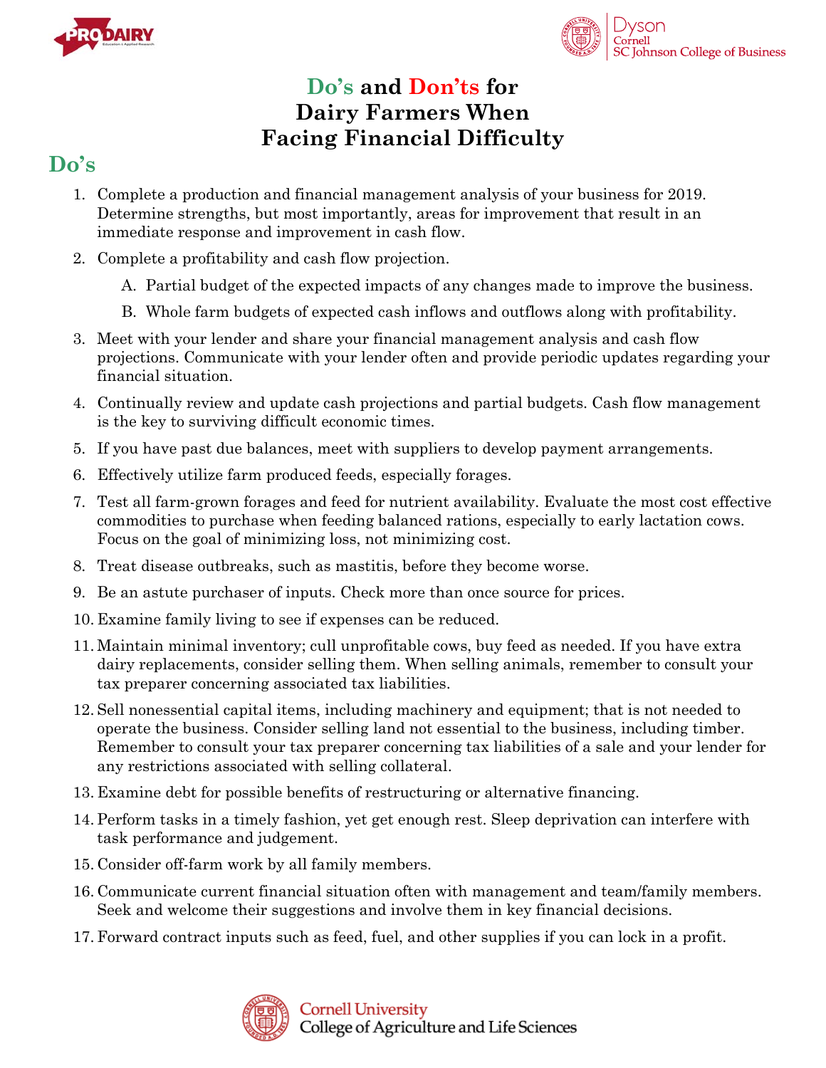# Do's and Don'ts for Dairy Farmers When Facing Financial Difficulty

## Do's

1. Complete a production and financial management analysis of your business for 2019. Determine strengths, but most importantly, areas for improvement that result in an immediate response and improvement in cash flow.
2. Complete a profitability and cash flow projection.
   A. Partial budget of the expected impacts of any changes made to improve the business.
   B. Whole farm budgets of expected cash inflows and outflows along with profitability.
3. Meet with your lender and share your financial management analysis and cash flow projections. Communicate with your lender often and provide periodic updates regarding your financial situation.
4. Continually review and update cash projections and partial budgets. Cash flow management is the key to surviving difficult economic times.
5. If you have past due balances, meet with suppliers to develop payment arrangements.
6. Effectively utilize farm produced feeds, especially forages.
7. Test all farm-grown forages and feed for nutrient availability. Evaluate the most cost effective commodities to purchase when feeding balanced rations, especially to early lactation cows. Focus on the goal of minimizing loss, not minimizing cost.
8. Treat disease outbreaks, such as mastitis, before they become worse.
9. Be an astute purchaser of inputs. Check more than once source for prices.
10. Examine family living to see if expenses can be reduced.
11. Maintain minimal inventory; cull unprofitable cows, buy feed as needed. If you have extra dairy replacements, consider selling them. When selling animals, remember to consult your tax preparer concerning associated tax liabilities.
12. Sell nonessential capital items, including machinery and equipment; that is not needed to operate the business. Consider selling land not essential to the business, including timber. Remember to consult your tax preparer concerning tax liabilities of a sale and your lender for any restrictions associated with selling collateral.
13. Examine debt for possible benefits of restructuring or alternative financing.
14. Perform tasks in a timely fashion, yet get enough rest. Sleep deprivation can interfere with task performance and judgement.
15. Consider off-farm work by all family members.
16. Communicate current financial situation often with management and team/family members. Seek and welcome their suggestions and involve them in key financial decisions.
17. Forward contract inputs such as feed, fuel, and other supplies if you can lock in a profit.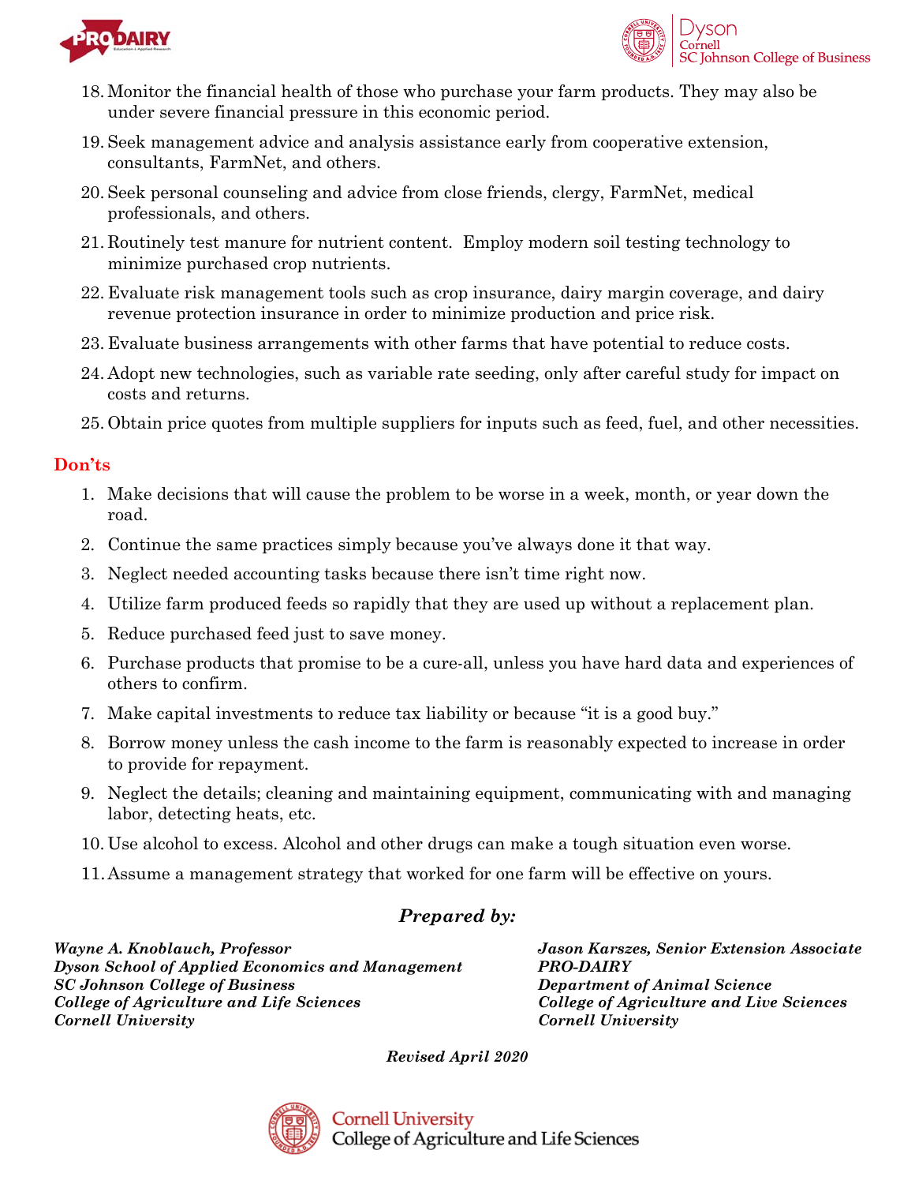18. Monitor the financial health of those who purchase your farm products. They may also be under severe financial pressure in this economic period.
19. Seek management advice and analysis assistance early from cooperative extension, consultants, FarmNet, and others.
20. Seek personal counseling and advice from close friends, clergy, FarmNet, medical professionals, and others.
21. Routinely test manure for nutrient content. Employ modern soil testing technology to minimize purchased crop nutrients.
22. Evaluate risk management tools such as crop insurance, dairy margin coverage, and dairy revenue protection insurance in order to minimize production and price risk.
23. Evaluate business arrangements with other farms that have potential to reduce costs.
24. Adopt new technologies, such as variable rate seeding, only after careful study for impact on costs and returns.
25. Obtain price quotes from multiple suppliers for inputs such as feed, fuel, and other necessities.

## Don'ts

1. Make decisions that will cause the problem to be worse in a week, month, or year down the road.
2. Continue the same practices simply because you've always done it that way.
3. Neglect needed accounting tasks because there isn't time right now.
4. Utilize farm produced feeds so rapidly that they are used up without a replacement plan.
5. Reduce purchased feed just to save money.
6. Purchase products that promise to be a cure-all, unless you have hard data and experiences of others to confirm.
7. Make capital investments to reduce tax liability or because "it is a good buy."
8. Borrow money unless the cash income to the farm is reasonably expected to increase in order to provide for repayment.
9. Neglect the details; cleaning and maintaining equipment, communicating with and managing labor, detecting heats, etc.
10. Use alcohol to excess. Alcohol and other drugs can make a tough situation even worse.
11. Assume a management strategy that worked for one farm will be effective on yours.

### *Prepared by:*

***Wayne A. Knoblauch, Professor***
***Dyson School of Applied Economics and Management***
***SC Johnson College of Business***
***College of Agriculture and Life Sciences***
***Cornell University***

***Jason Karszes, Senior Extension Associate***
***PRO-DAIRY***
***Department of Animal Science***
***College of Agriculture and Live Sciences***
***Cornell University***

***Revised April 2020***

Cornell University
College of Agriculture and Life Sciences